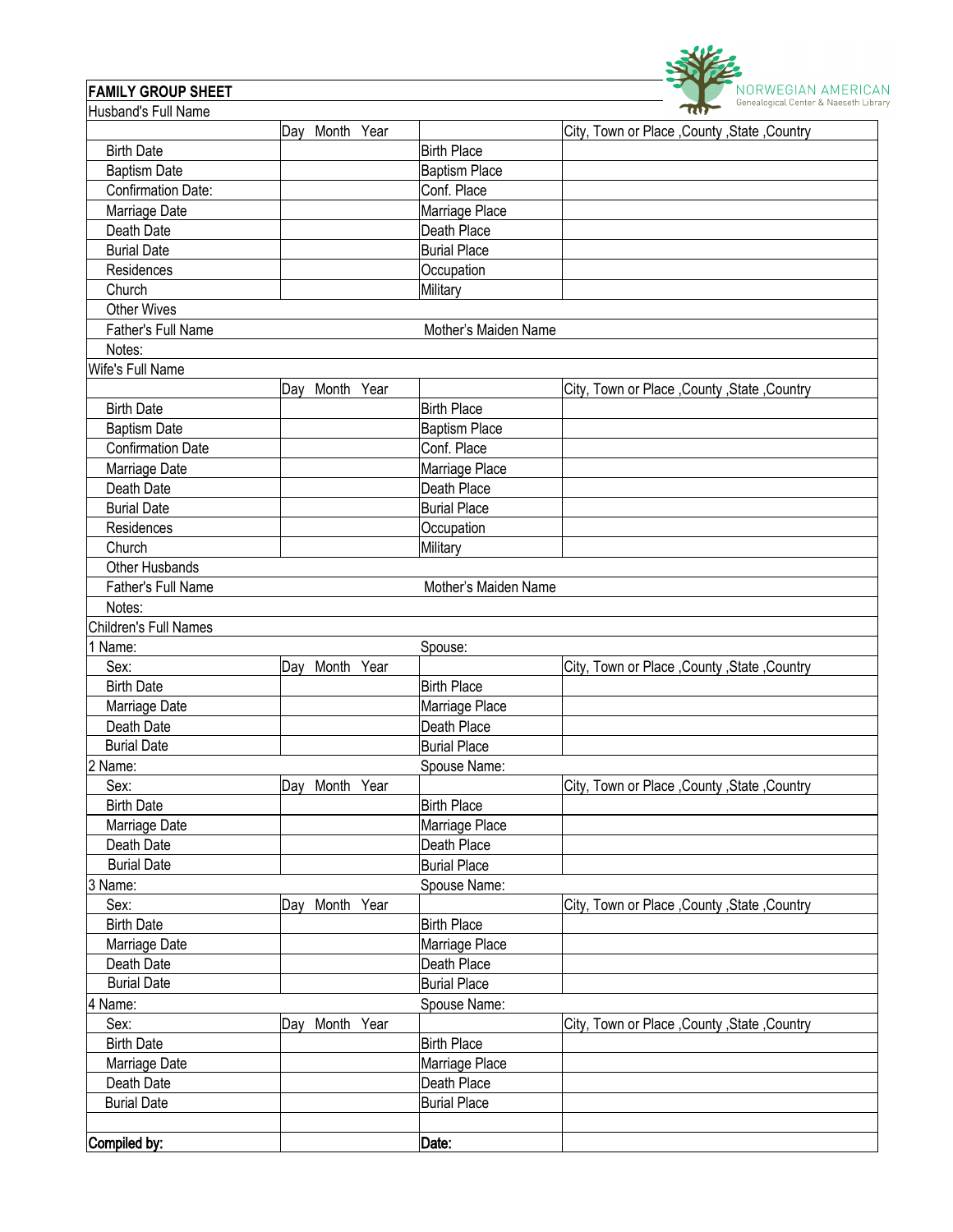NORWEGIAN AMERICAN
Genealogical Center & Naeseth Library

## FAMILY GROUP SHEET

| Husband's Full Name | | | |
|---|---|---|---|
| | Day Month Year | | City, Town or Place ,County ,State ,Country |
| Birth Date | | Birth Place | |
| Baptism Date | | Baptism Place | |
| Confirmation Date: | | Conf. Place | |
| Marriage Date | | Marriage Place | |
| Death Date | | Death Place | |
| Burial Date | | Burial Place | |
| Residences | | Occupation | |
| Church | | Military | |
| Other Wives | | | |
| Father's Full Name | | Mother's Maiden Name | |
| Notes: | | | |
| **Wife's Full Name** | | | |
| | Day Month Year | | City, Town or Place ,County ,State ,Country |
| Birth Date | | Birth Place | |
| Baptism Date | | Baptism Place | |
| Confirmation Date | | Conf. Place | |
| Marriage Date | | Marriage Place | |
| Death Date | | Death Place | |
| Burial Date | | Burial Place | |
| Residences | | Occupation | |
| Church | | Military | |
| Other Husbands | | | |
| Father's Full Name | | Mother's Maiden Name | |
| Notes: | | | |
| **Children's Full Names** | | | |
| 1 Name: | | Spouse: | |
| Sex: | Day Month Year | | City, Town or Place ,County ,State ,Country |
| Birth Date | | Birth Place | |
| Marriage Date | | Marriage Place | |
| Death Date | | Death Place | |
| Burial Date | | Burial Place | |
| 2 Name: | | Spouse Name: | |
| Sex: | Day Month Year | | City, Town or Place ,County ,State ,Country |
| Birth Date | | Birth Place | |
| Marriage Date | | Marriage Place | |
| Death Date | | Death Place | |
| Burial Date | | Burial Place | |
| 3 Name: | | Spouse Name: | |
| Sex: | Day Month Year | | City, Town or Place ,County ,State ,Country |
| Birth Date | | Birth Place | |
| Marriage Date | | Marriage Place | |
| Death Date | | Death Place | |
| Burial Date | | Burial Place | |
| 4 Name: | | Spouse Name: | |
| Sex: | Day Month Year | | City, Town or Place ,County ,State ,Country |
| Birth Date | | Birth Place | |
| Marriage Date | | Marriage Place | |
| Death Date | | Death Place | |
| Burial Date | | Burial Place | |
| | | | |
| **Compiled by:** | | **Date:** | |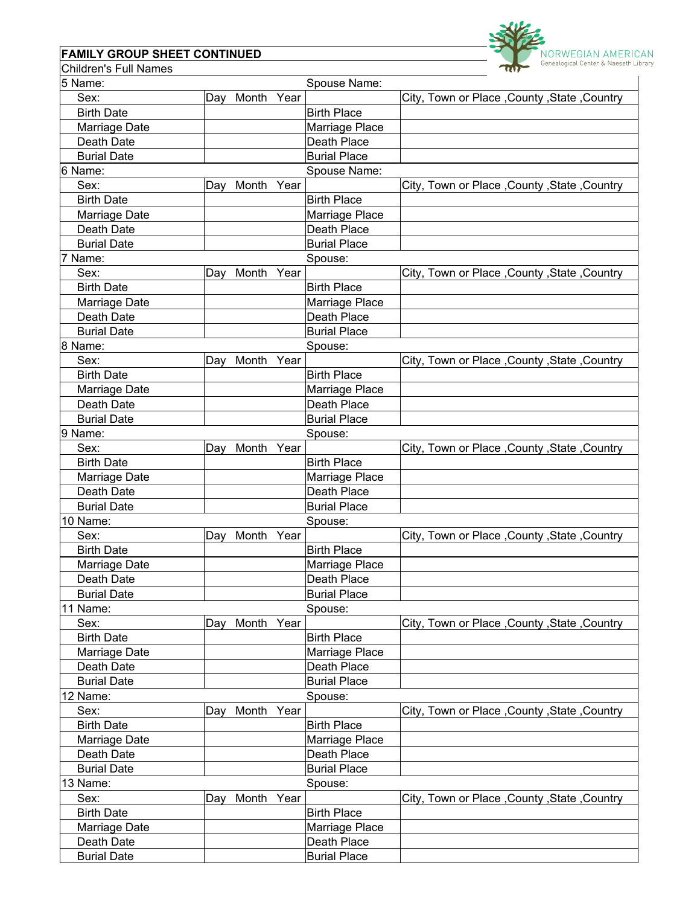**FAMILY GROUP SHEET CONTINUED**

NORWEGIAN AMERICAN
Genealogical Center & Naeseth Library

Children's Full Names

| | | | |
|---|---|---|---|
| 5 Name: | | Spouse Name: | |
| Sex: | Day Month Year | | City, Town or Place ,County ,State ,Country |
| Birth Date | | Birth Place | |
| Marriage Date | | Marriage Place | |
| Death Date | | Death Place | |
| Burial Date | | Burial Place | |
| 6 Name: | | Spouse Name: | |
| Sex: | Day Month Year | | City, Town or Place ,County ,State ,Country |
| Birth Date | | Birth Place | |
| Marriage Date | | Marriage Place | |
| Death Date | | Death Place | |
| Burial Date | | Burial Place | |
| 7 Name: | | Spouse: | |
| Sex: | Day Month Year | | City, Town or Place ,County ,State ,Country |
| Birth Date | | Birth Place | |
| Marriage Date | | Marriage Place | |
| Death Date | | Death Place | |
| Burial Date | | Burial Place | |
| 8 Name: | | Spouse: | |
| Sex: | Day Month Year | | City, Town or Place ,County ,State ,Country |
| Birth Date | | Birth Place | |
| Marriage Date | | Marriage Place | |
| Death Date | | Death Place | |
| Burial Date | | Burial Place | |
| 9 Name: | | Spouse: | |
| Sex: | Day Month Year | | City, Town or Place ,County ,State ,Country |
| Birth Date | | Birth Place | |
| Marriage Date | | Marriage Place | |
| Death Date | | Death Place | |
| Burial Date | | Burial Place | |
| 10 Name: | | Spouse: | |
| Sex: | Day Month Year | | City, Town or Place ,County ,State ,Country |
| Birth Date | | Birth Place | |
| Marriage Date | | Marriage Place | |
| Death Date | | Death Place | |
| Burial Date | | Burial Place | |
| 11 Name: | | Spouse: | |
| Sex: | Day Month Year | | City, Town or Place ,County ,State ,Country |
| Birth Date | | Birth Place | |
| Marriage Date | | Marriage Place | |
| Death Date | | Death Place | |
| Burial Date | | Burial Place | |
| 12 Name: | | Spouse: | |
| Sex: | Day Month Year | | City, Town or Place ,County ,State ,Country |
| Birth Date | | Birth Place | |
| Marriage Date | | Marriage Place | |
| Death Date | | Death Place | |
| Burial Date | | Burial Place | |
| 13 Name: | | Spouse: | |
| Sex: | Day Month Year | | City, Town or Place ,County ,State ,Country |
| Birth Date | | Birth Place | |
| Marriage Date | | Marriage Place | |
| Death Date | | Death Place | |
| Burial Date | | Burial Place | |